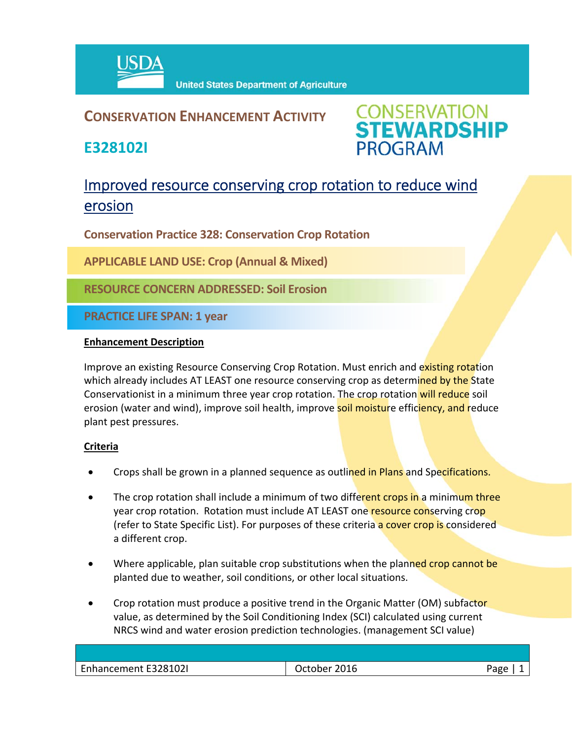# CONSERVATION ENHANCEMENT ACTIVITY

# E328102I

CONSERVATION STEWARDSHIP PROGRAM

## Improved resource conserving crop rotation to reduce wind erosion

**Conservation Practice 328: Conservation Crop Rotation**

**APPLICABLE LAND USE: Crop (Annual & Mixed)**

**RESOURCE CONCERN ADDRESSED: Soil Erosion**

**PRACTICE LIFE SPAN: 1 year**

### Enhancement Description

Improve an existing Resource Conserving Crop Rotation. Must enrich and existing rotation which already includes AT LEAST one resource conserving crop as determined by the State Conservationist in a minimum three year crop rotation. The crop rotation will reduce soil erosion (water and wind), improve soil health, improve soil moisture efficiency, and reduce plant pest pressures.

### Criteria

- Crops shall be grown in a planned sequence as outlined in Plans and Specifications.
- The crop rotation shall include a minimum of two different crops in a minimum three year crop rotation. Rotation must include AT LEAST one resource conserving crop (refer to State Specific List). For purposes of these criteria a cover crop is considered a different crop.
- Where applicable, plan suitable crop substitutions when the planned crop cannot be planted due to weather, soil conditions, or other local situations.
- Crop rotation must produce a positive trend in the Organic Matter (OM) subfactor value, as determined by the Soil Conditioning Index (SCI) calculated using current NRCS wind and water erosion prediction technologies. (management SCI value)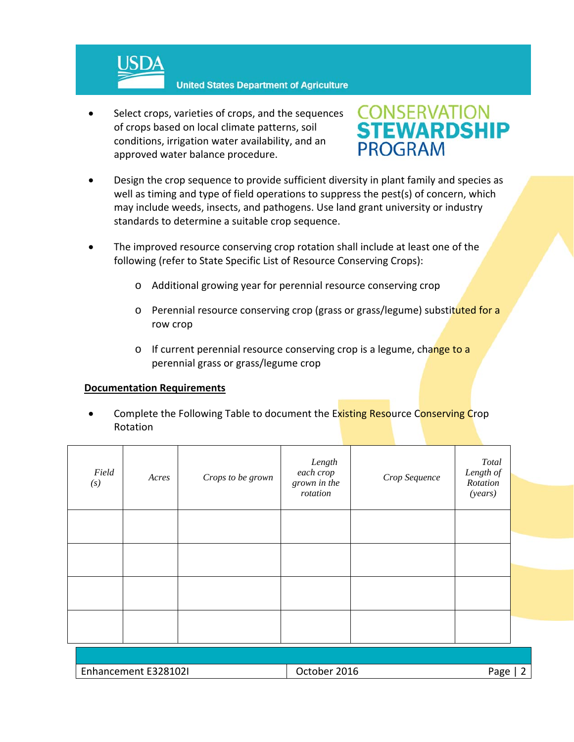- Select crops, varieties of crops, and the sequences of crops based on local climate patterns, soil conditions, irrigation water availability, and an approved water balance procedure.

- Design the crop sequence to provide sufficient diversity in plant family and species as well as timing and type of field operations to suppress the pest(s) of concern, which may include weeds, insects, and pathogens. Use land grant university or industry standards to determine a suitable crop sequence.

- The improved resource conserving crop rotation shall include at least one of the following (refer to State Specific List of Resource Conserving Crops):

  - Additional growing year for perennial resource conserving crop

  - Perennial resource conserving crop (grass or grass/legume) substituted for a row crop

  - If current perennial resource conserving crop is a legume, change to a perennial grass or grass/legume crop

**Documentation Requirements**

- Complete the Following Table to document the Existing Resource Conserving Crop Rotation

| *Field (s)* | *Acres* | *Crops to be grown* | *Length each crop grown in the rotation* | *Crop Sequence* | *Total Length of Rotation (years)* |
|---|---|---|---|---|---|
| | | | | | |
| | | | | | |
| | | | | | |
| | | | | | |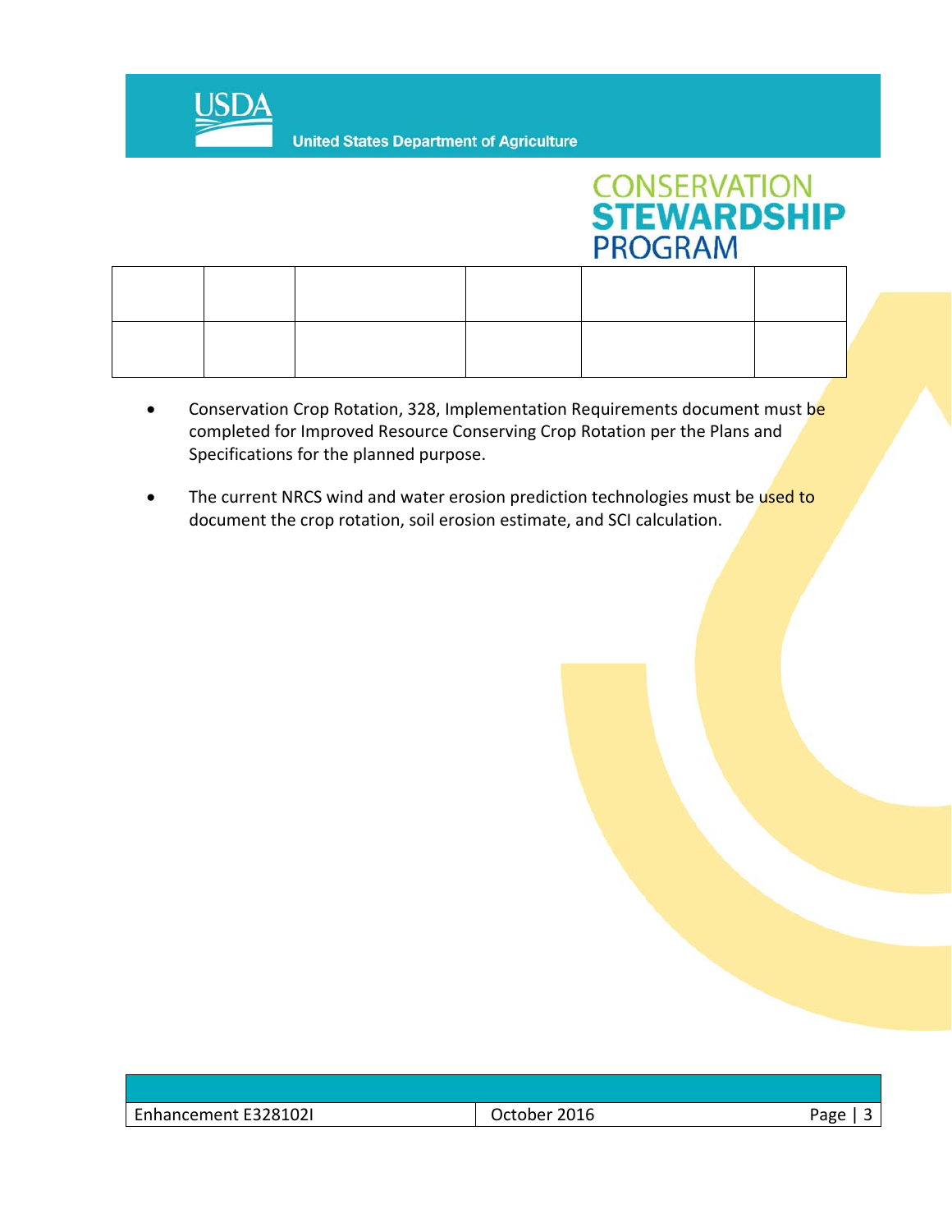| | | | | | |
|---|---|---|---|---|---|
| | | | | | |
| | | | | | |

- Conservation Crop Rotation, 328, Implementation Requirements document must be completed for Improved Resource Conserving Crop Rotation per the Plans and Specifications for the planned purpose.

- The current NRCS wind and water erosion prediction technologies must be used to document the crop rotation, soil erosion estimate, and SCI calculation.